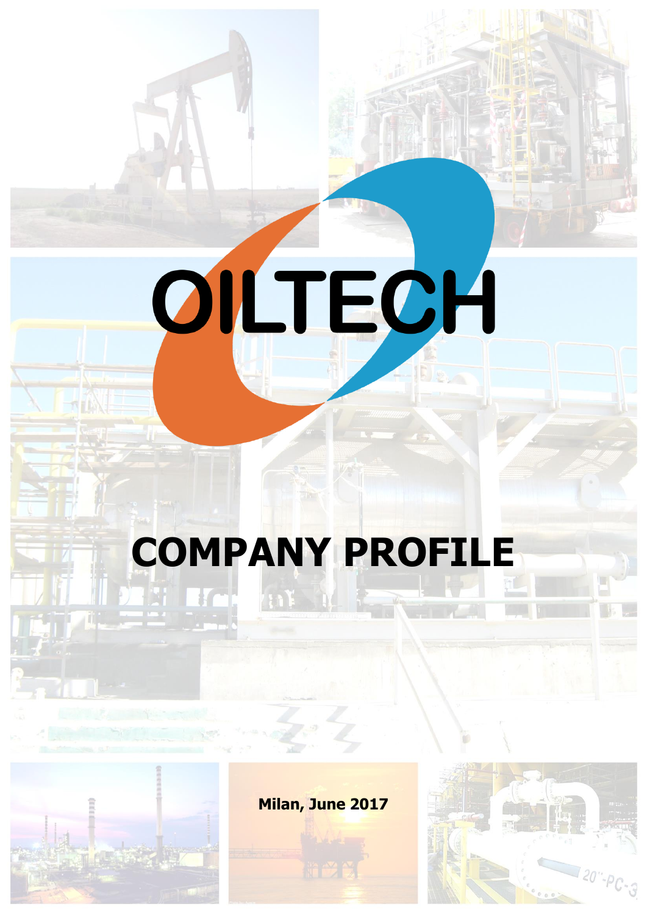# OILTECH

# COMPANY PROFILE

**Milan, June 2017**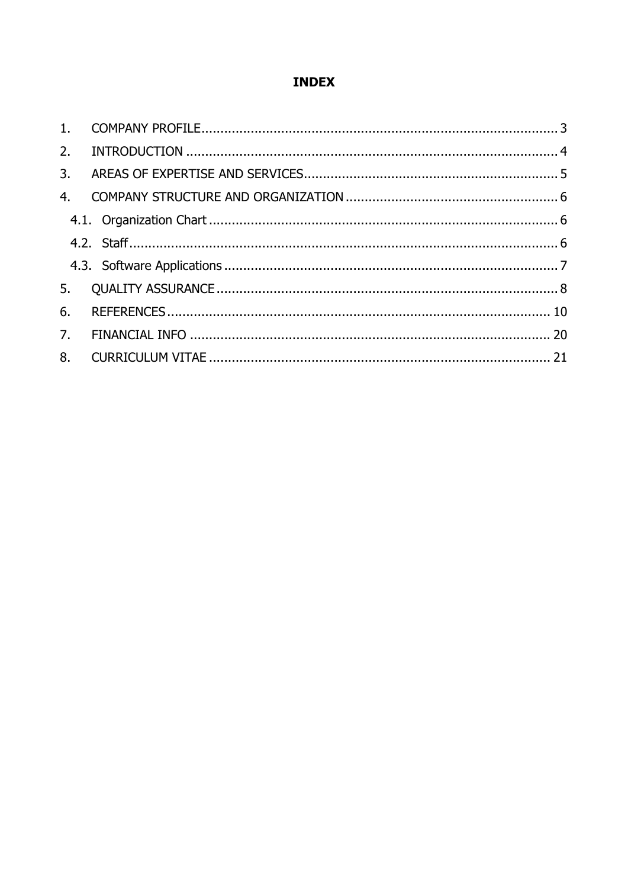# INDEX

1. COMPANY PROFILE .......... 3
2. INTRODUCTION .......... 4
3. AREAS OF EXPERTISE AND SERVICES .......... 5
4. COMPANY STRUCTURE AND ORGANIZATION .......... 6
   - 4.1. Organization Chart .......... 6
   - 4.2. Staff .......... 6
   - 4.3. Software Applications .......... 7
5. QUALITY ASSURANCE .......... 8
6. REFERENCES .......... 10
7. FINANCIAL INFO .......... 20
8. CURRICULUM VITAE .......... 21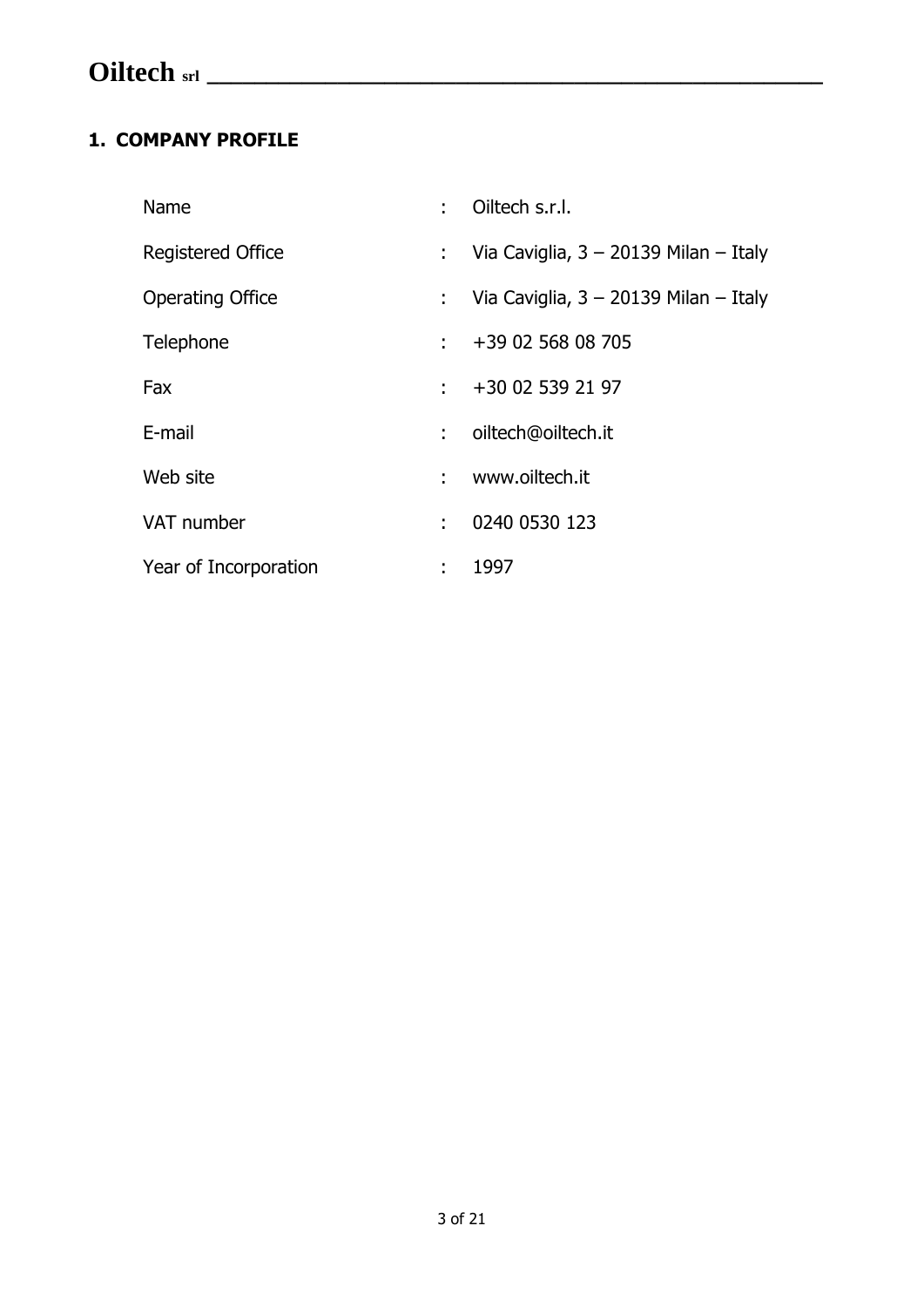## 1. COMPANY PROFILE

| | | |
|---|---|---|
| Name | : | Oiltech s.r.l. |
| Registered Office | : | Via Caviglia, 3 – 20139 Milan – Italy |
| Operating Office | : | Via Caviglia, 3 – 20139 Milan – Italy |
| Telephone | : | +39 02 568 08 705 |
| Fax | : | +30 02 539 21 97 |
| E-mail | : | oiltech@oiltech.it |
| Web site | : | www.oiltech.it |
| VAT number | : | 0240 0530 123 |
| Year of Incorporation | : | 1997 |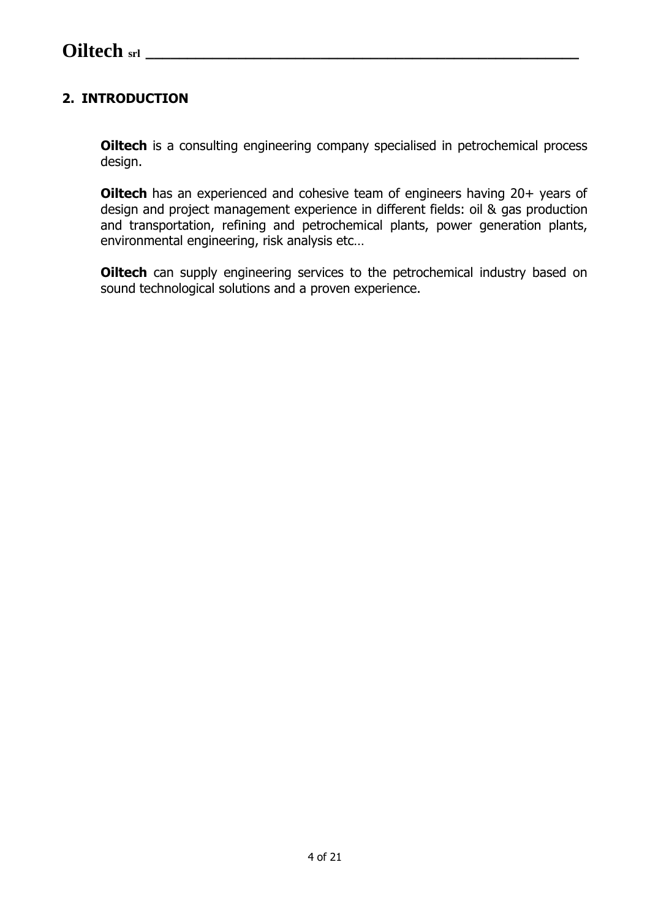## 2. INTRODUCTION

**Oiltech** is a consulting engineering company specialised in petrochemical process design.

**Oiltech** has an experienced and cohesive team of engineers having 20+ years of design and project management experience in different fields: oil & gas production and transportation, refining and petrochemical plants, power generation plants, environmental engineering, risk analysis etc…

**Oiltech** can supply engineering services to the petrochemical industry based on sound technological solutions and a proven experience.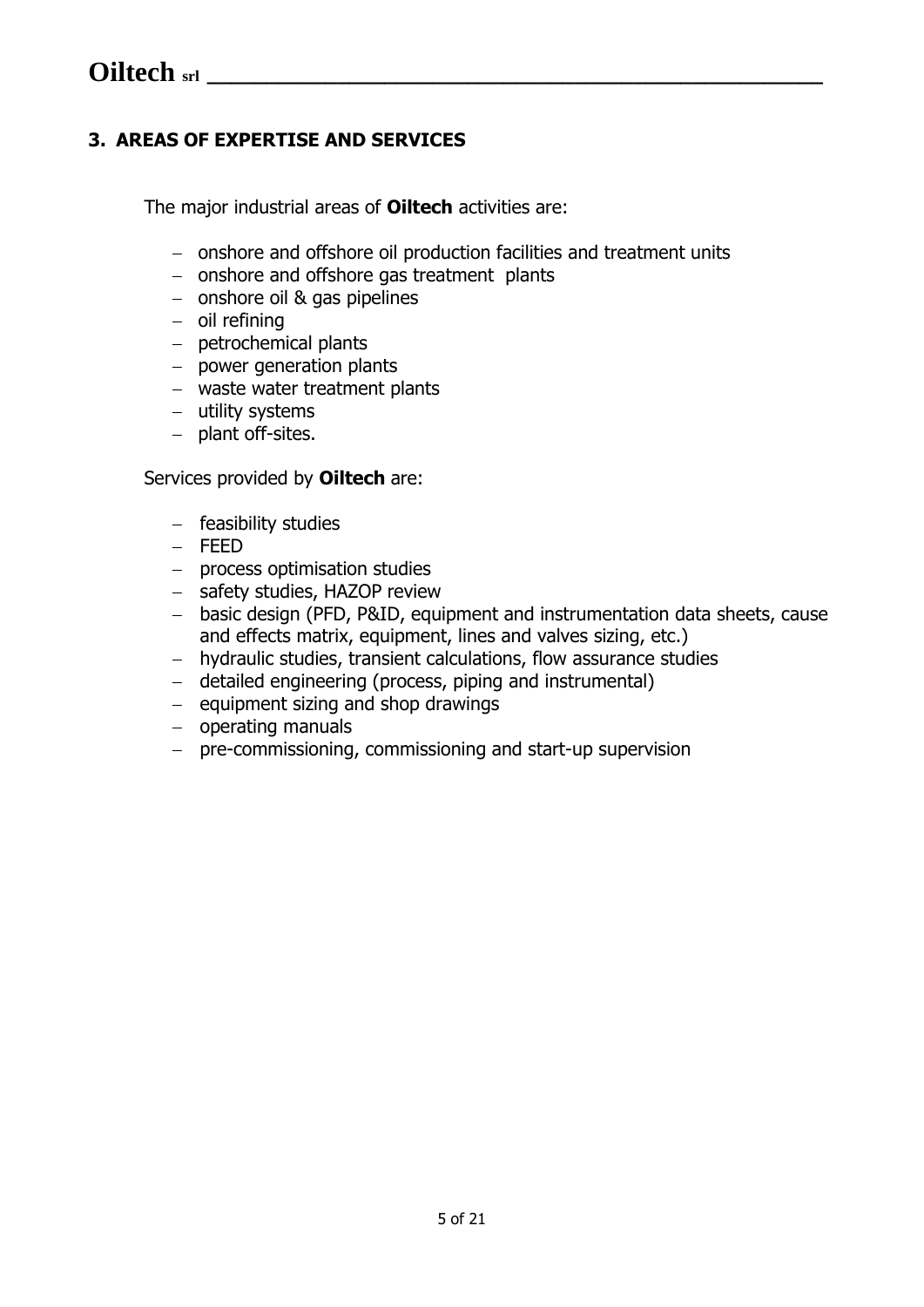## 3. AREAS OF EXPERTISE AND SERVICES

The major industrial areas of **Oiltech** activities are:

- onshore and offshore oil production facilities and treatment units
- onshore and offshore gas treatment plants
- onshore oil & gas pipelines
- oil refining
- petrochemical plants
- power generation plants
- waste water treatment plants
- utility systems
- plant off-sites.

Services provided by **Oiltech** are:

- feasibility studies
- FEED
- process optimisation studies
- safety studies, HAZOP review
- basic design (PFD, P&ID, equipment and instrumentation data sheets, cause and effects matrix, equipment, lines and valves sizing, etc.)
- hydraulic studies, transient calculations, flow assurance studies
- detailed engineering (process, piping and instrumental)
- equipment sizing and shop drawings
- operating manuals
- pre-commissioning, commissioning and start-up supervision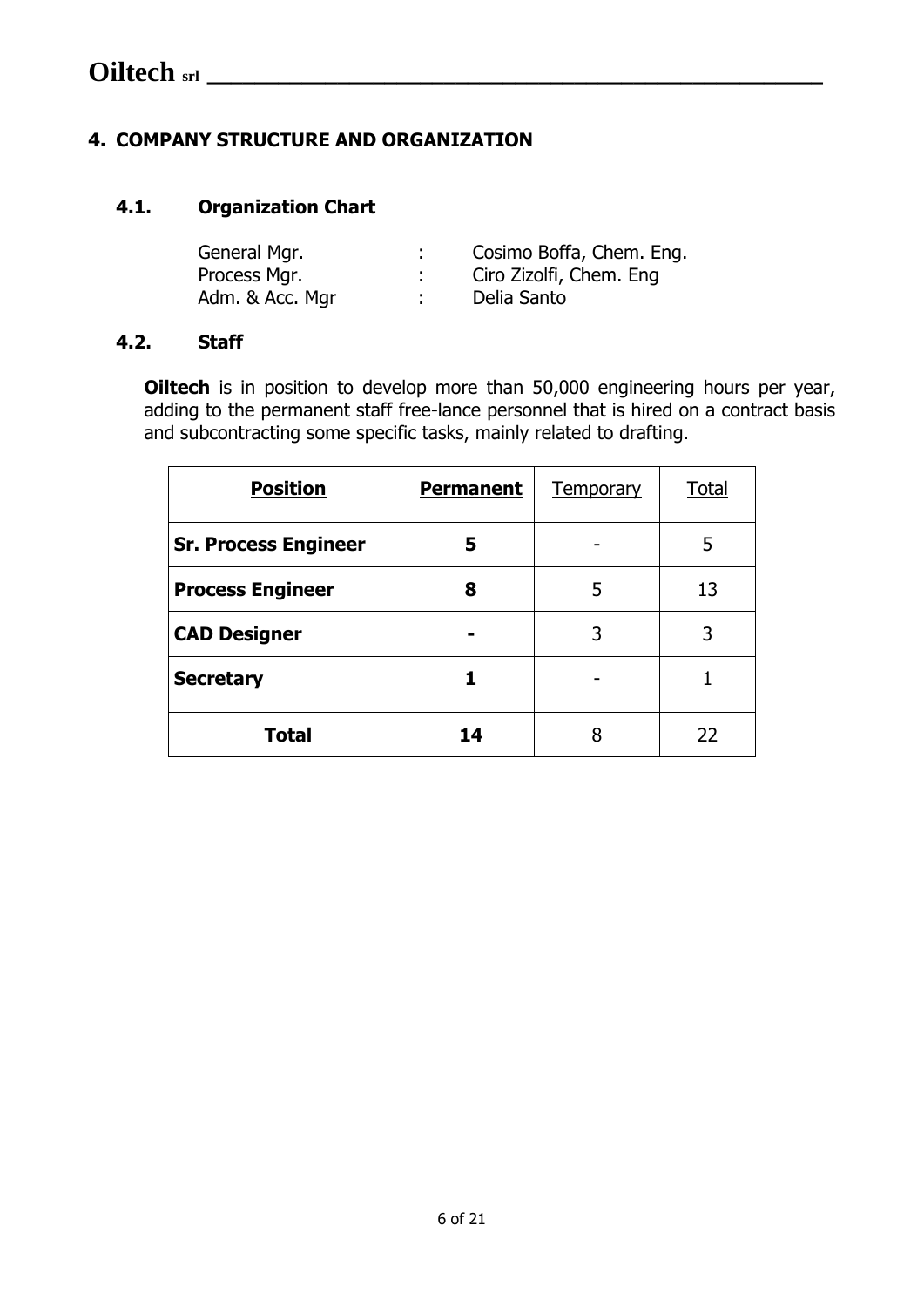## 4. COMPANY STRUCTURE AND ORGANIZATION

### 4.1. Organization Chart

General Mgr. : Cosimo Boffa, Chem. Eng.
Process Mgr. : Ciro Zizolfi, Chem. Eng
Adm. & Acc. Mgr : Delia Santo

### 4.2. Staff

**Oiltech** is in position to develop more than 50,000 engineering hours per year, adding to the permanent staff free-lance personnel that is hired on a contract basis and subcontracting some specific tasks, mainly related to drafting.

| **Position** | **Permanent** | Temporary | Total |
|---|---|---|---|
| **Sr. Process Engineer** | **5** | - | 5 |
| **Process Engineer** | **8** | 5 | 13 |
| **CAD Designer** | **-** | 3 | 3 |
| **Secretary** | **1** | - | 1 |
| **Total** | **14** | 8 | 22 |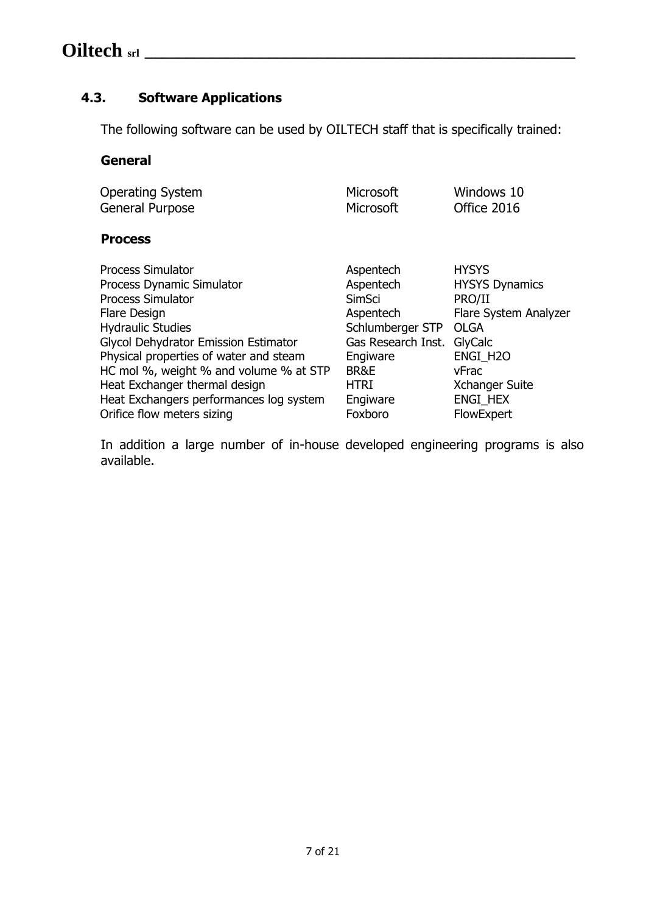## 4.3. Software Applications

The following software can be used by OILTECH staff that is specifically trained:

### General

| | | |
|---|---|---|
| Operating System | Microsoft | Windows 10 |
| General Purpose | Microsoft | Office 2016 |

### Process

| | | |
|---|---|---|
| Process Simulator | Aspentech | HYSYS |
| Process Dynamic Simulator | Aspentech | HYSYS Dynamics |
| Process Simulator | SimSci | PRO/II |
| Flare Design | Aspentech | Flare System Analyzer |
| Hydraulic Studies | Schlumberger STP | OLGA |
| Glycol Dehydrator Emission Estimator | Gas Research Inst. | GlyCalc |
| Physical properties of water and steam | Engiware | ENGI_H2O |
| HC mol %, weight % and volume % at STP | BR&E | vFrac |
| Heat Exchanger thermal design | HTRI | Xchanger Suite |
| Heat Exchangers performances log system | Engiware | ENGI_HEX |
| Orifice flow meters sizing | Foxboro | FlowExpert |

In addition a large number of in-house developed engineering programs is also available.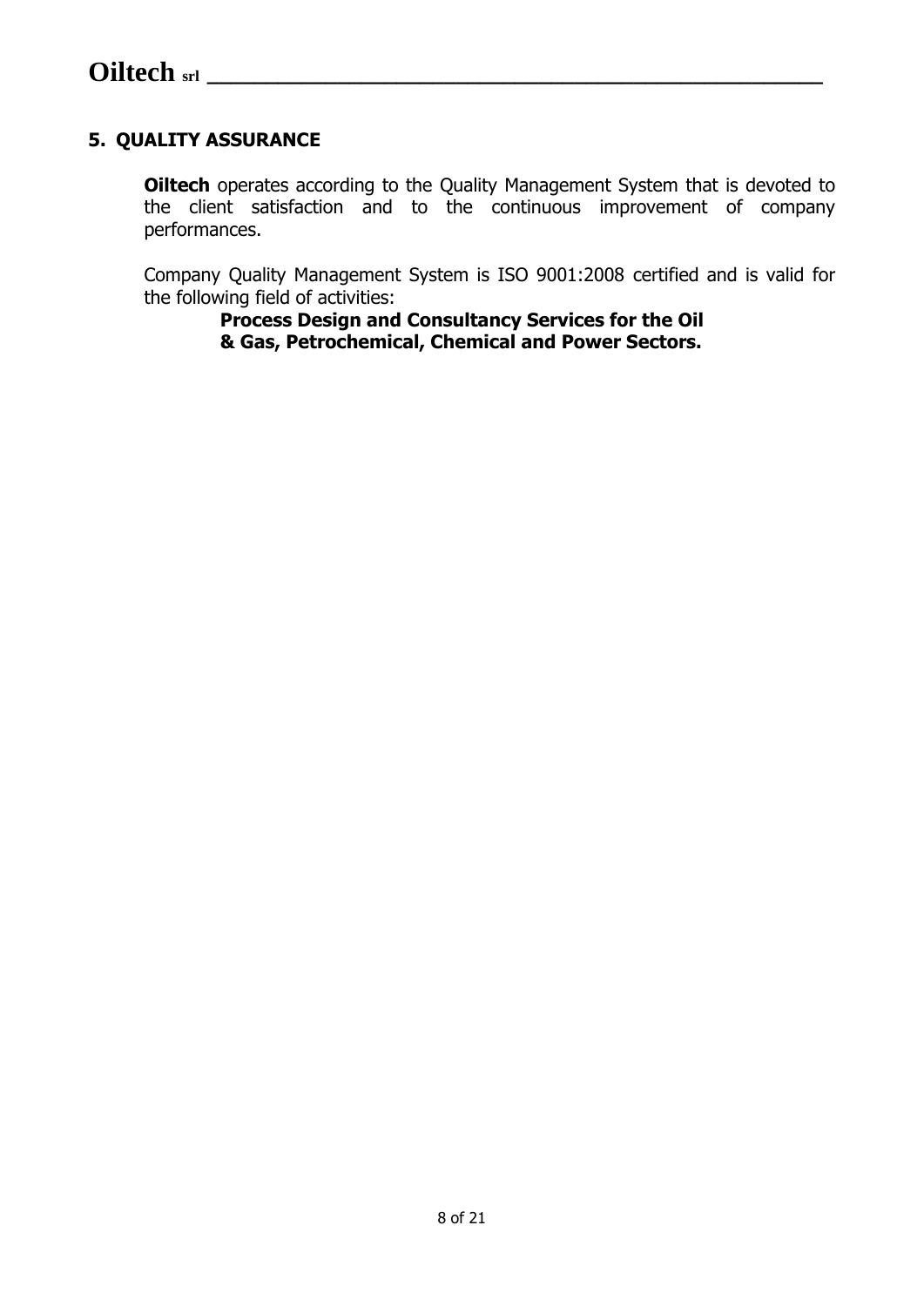## 5. QUALITY ASSURANCE

**Oiltech** operates according to the Quality Management System that is devoted to the client satisfaction and to the continuous improvement of company performances.

Company Quality Management System is ISO 9001:2008 certified and is valid for the following field of activities:

**Process Design and Consultancy Services for the Oil & Gas, Petrochemical, Chemical and Power Sectors.**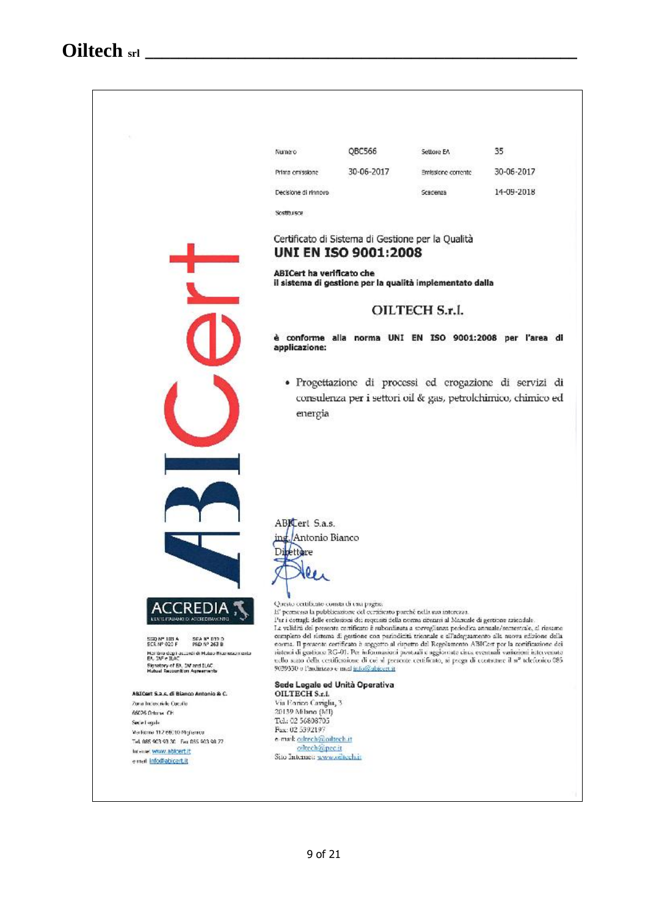| | | | |
|---|---|---|---|
| Numero | QBC566 | Settore EA | 35 |
| Prima emissione | 30-06-2017 | Emissione corrente | 30-06-2017 |
| Decisione di rinnovo | | Scadenza | 14-09-2018 |
| Sostituisce | | | |

Certificato di Sistema di Gestione per la Qualità

## UNI EN ISO 9001:2008

**ABICert ha verificato che il sistema di gestione per la qualità implementato dalla**

### OILTECH S.r.l.

**è conforme alla norma UNI EN ISO 9001:2008 per l'area di applicazione:**

- Progettazione di processi ed erogazione di servizi di consulenza per i settori oil & gas, petrolchimico, chimico ed energia

ABICert S.a.s.
ing. Antonio Bianco
Direttore

Questo certificato consta di una pagina.
E' permessa la pubblicazione del certificato purché nella sua interezza.
Per i dettagli delle esclusioni dei requisiti della norma riferirsi al Manuale di gestione aziendale.
La validità del presente certificato è subordinata a sorveglianza periodica annuale/semestrale, al riesame completo del sistema di gestione con periodicità triennale e all'adeguamento alla nuova edizione della norma. Il presente certificato è soggetto al rispetto del Regolamento ABICert per la certificazione dei sistemi di gestione RG-01. Per informazioni puntuali e aggiornate circa eventuali variazioni intervenute nello stato della certificazione di cui al presente certificato, si prega di contattare il n° telefonico 085 9039330 o l'indirizzo e-mail info@abicert.it

**Sede Legale ed Unità Operativa**
OILTECH S.r.l.
Via Enrico Caviglia, 3
20139 Milano (MI)
Tel.: 02 56808705
Fax: 02 5392197
e-mail: oiltech@oiltech.it
oiltech@pec.it
Sito Internet: www.oiltech.it

ACCREDIA
L'ENTE ITALIANO DI ACCREDITAMENTO

SGQ N° 101 A SGA N° 039 D
SCR N° 020 F PRD N° 263 B

Membro degli Accordi di Mutuo Riconoscimento EA, IAF e ILAC
Signatory of EA, IAF and ILAC Mutual Recognition Agreements

ABICert S.a.s. di Bianco Antonio & C.
Zona Industriale Cucullo
66026 Ortona CH
Sede Legale
Via Roma 112 66010 Miglianico
Tel. 085 903 93 30 Fax 085 903 90 77
Internet www.abicert.it
e-mail info@abicert.it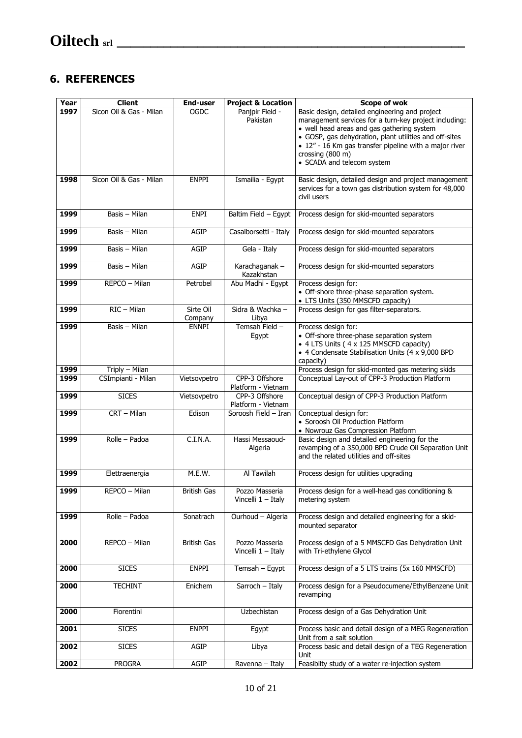## 6. REFERENCES

| Year | Client | End-user | Project & Location | Scope of wok |
|---|---|---|---|---|
| **1997** | Sicon Oil & Gas - Milan | OGDC | Panjpir Field - Pakistan | Basic design, detailed engineering and project management services for a turn-key project including: • well head areas and gas gathering system • GOSP, gas dehydration, plant utilities and off-sites • 12" - 16 Km gas transfer pipeline with a major river crossing (800 m) • SCADA and telecom system |
| **1998** | Sicon Oil & Gas - Milan | ENPPI | Ismailia - Egypt | Basic design, detailed design and project management services for a town gas distribution system for 48,000 civil users |
| **1999** | Basis – Milan | ENPI | Baltim Field – Egypt | Process design for skid-mounted separators |
| **1999** | Basis – Milan | AGIP | Casalborsetti - Italy | Process design for skid-mounted separators |
| **1999** | Basis – Milan | AGIP | Gela - Italy | Process design for skid-mounted separators |
| **1999** | Basis – Milan | AGIP | Karachaganak – Kazakhstan | Process design for skid-mounted separators |
| **1999** | REPCO – Milan | Petrobel | Abu Madhi - Egypt | Process design for: • Off-shore three-phase separation system. • LTS Units (350 MMSCFD capacity) |
| **1999** | RIC – Milan | Sirte Oil Company | Sidra & Wachka – Libya | Process design for gas filter-separators. |
| **1999** | Basis – Milan | ENNPI | Temsah Field – Egypt | Process design for: • Off-shore three-phase separation system • 4 LTS Units ( 4 x 125 MMSCFD capacity) • 4 Condensate Stabilisation Units (4 x 9,000 BPD capacity) |
| **1999** | Triply – Milan | | | Process design for skid-monted gas metering skids |
| **1999** | CSImpianti - Milan | Vietsovpetro | CPP-3 Offshore Platform - Vietnam | Conceptual Lay-out of CPP-3 Production Platform |
| **1999** | SICES | Vietsovpetro | CPP-3 Offshore Platform - Vietnam | Conceptual design of CPP-3 Production Platform |
| **1999** | CRT – Milan | Edison | Soroosh Field – Iran | Conceptual design for: • Soroosh Oil Production Platform • Nowrouz Gas Compression Platform |
| **1999** | Rolle – Padoa | C.I.N.A. | Hassi Messaoud-Algeria | Basic design and detailed engineering for the revamping of a 350,000 BPD Crude Oil Separation Unit and the related utilities and off-sites |
| **1999** | Elettraenergia | M.E.W. | Al Tawilah | Process design for utilities upgrading |
| **1999** | REPCO – Milan | British Gas | Pozzo Masseria Vincelli 1 – Italy | Process design for a well-head gas conditioning & metering system |
| **1999** | Rolle – Padoa | Sonatrach | Ourhoud – Algeria | Process design and detailed engineering for a skid-mounted separator |
| **2000** | REPCO – Milan | British Gas | Pozzo Masseria Vincelli 1 – Italy | Process design of a 5 MMSCFD Gas Dehydration Unit with Tri-ethylene Glycol |
| **2000** | SICES | ENPPI | Temsah – Egypt | Process design of a 5 LTS trains (5x 160 MMSCFD) |
| **2000** | TECHINT | Enichem | Sarroch – Italy | Process design for a Pseudocumene/EthylBenzene Unit revamping |
| **2000** | Fiorentini | | Uzbechistan | Process design of a Gas Dehydration Unit |
| **2001** | SICES | ENPPI | Egypt | Process basic and detail design of a MEG Regeneration Unit from a salt solution |
| **2002** | SICES | AGIP | Libya | Process basic and detail design of a TEG Regeneration Unit |
| **2002** | PROGRA | AGIP | Ravenna – Italy | Feasibilty study of a water re-injection system |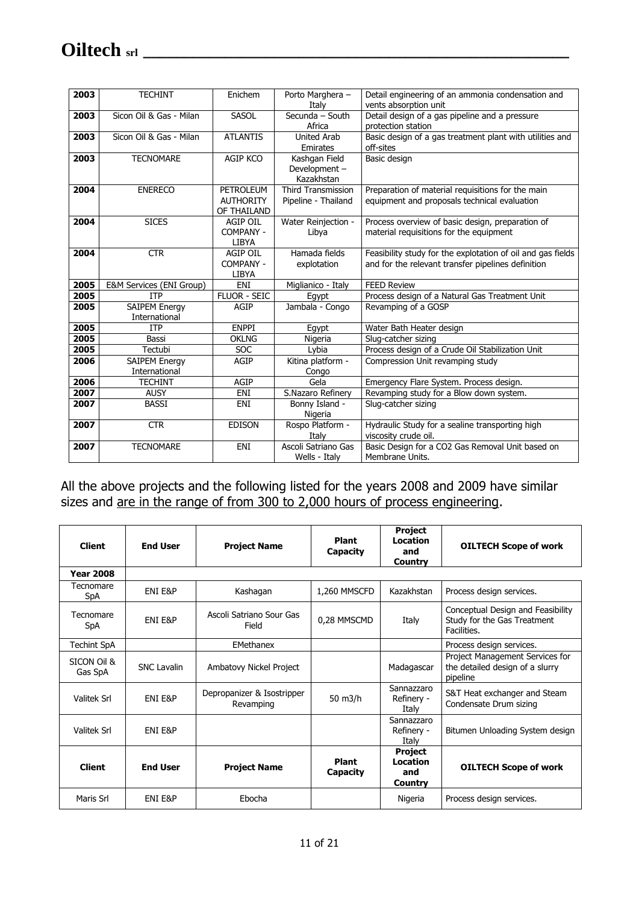| | | | | |
|---|---|---|---|---|
| **2003** | TECHINT | Enichem | Porto Marghera – Italy | Detail engineering of an ammonia condensation and vents absorption unit |
| **2003** | Sicon Oil & Gas - Milan | SASOL | Secunda – South Africa | Detail design of a gas pipeline and a pressure protection station |
| **2003** | Sicon Oil & Gas - Milan | ATLANTIS | United Arab Emirates | Basic design of a gas treatment plant with utilities and off-sites |
| **2003** | TECNOMARE | AGIP KCO | Kashgan Field Development – Kazakhstan | Basic design |
| **2004** | ENERECO | PETROLEUM AUTHORITY OF THAILAND | Third Transmission Pipeline - Thailand | Preparation of material requisitions for the main equipment and proposals technical evaluation |
| **2004** | SICES | AGIP OIL COMPANY - LIBYA | Water Reinjection - Libya | Process overview of basic design, preparation of material requisitions for the equipment |
| **2004** | CTR | AGIP OIL COMPANY - LIBYA | Hamada fields explotation | Feasibility study for the explotation of oil and gas fields and for the relevant transfer pipelines definition |
| **2005** | E&M Services (ENI Group) | ENI | Miglianico - Italy | FEED Review |
| **2005** | ITP | FLUOR - SEIC | Egypt | Process design of a Natural Gas Treatment Unit |
| **2005** | SAIPEM Energy International | AGIP | Jambala - Congo | Revamping of a GOSP |
| **2005** | ITP | ENPPI | Egypt | Water Bath Heater design |
| **2005** | Bassi | OKLNG | Nigeria | Slug-catcher sizing |
| **2005** | Tectubi | SOC | Lybia | Process design of a Crude Oil Stabilization Unit |
| **2006** | SAIPEM Energy International | AGIP | Kitina platform - Congo | Compression Unit revamping study |
| **2006** | TECHINT | AGIP | Gela | Emergency Flare System. Process design. |
| **2007** | AUSY | ENI | S.Nazaro Refinery | Revamping study for a Blow down system. |
| **2007** | BASSI | ENI | Bonny Island - Nigeria | Slug-catcher sizing |
| **2007** | CTR | EDISON | Rospo Platform - Italy | Hydraulic Study for a sealine transporting high viscosity crude oil. |
| **2007** | TECNOMARE | ENI | Ascoli Satriano Gas Wells - Italy | Basic Design for a CO2 Gas Removal Unit based on Membrane Units. |

All the above projects and the following listed for the years 2008 and 2009 have similar sizes and are in the range of from 300 to 2,000 hours of process engineering.

| Client | End User | Project Name | Plant Capacity | Project Location and Country | OILTECH Scope of work |
|---|---|---|---|---|---|
| **Year 2008** | | | | | |
| Tecnomare SpA | ENI E&P | Kashagan | 1,260 MMSCFD | Kazakhstan | Process design services. |
| Tecnomare SpA | ENI E&P | Ascoli Satriano Sour Gas Field | 0,28 MMSCMD | Italy | Conceptual Design and Feasibility Study for the Gas Treatment Facilities. |
| Techint SpA | | EMethanex | | | Process design services. |
| SICON Oil & Gas SpA | SNC Lavalin | Ambatovy Nickel Project | | Madagascar | Project Management Services for the detailed design of a slurry pipeline |
| Valitek Srl | ENI E&P | Depropanizer & Isostripper Revamping | 50 m3/h | Sannazzaro Refinery - Italy | S&T Heat exchanger and Steam Condensate Drum sizing |
| Valitek Srl | ENI E&P | | | Sannazzaro Refinery - Italy | Bitumen Unloading System design |
| **Client** | **End User** | **Project Name** | **Plant Capacity** | **Project Location and Country** | **OILTECH Scope of work** |
| Maris Srl | ENI E&P | Ebocha | | Nigeria | Process design services. |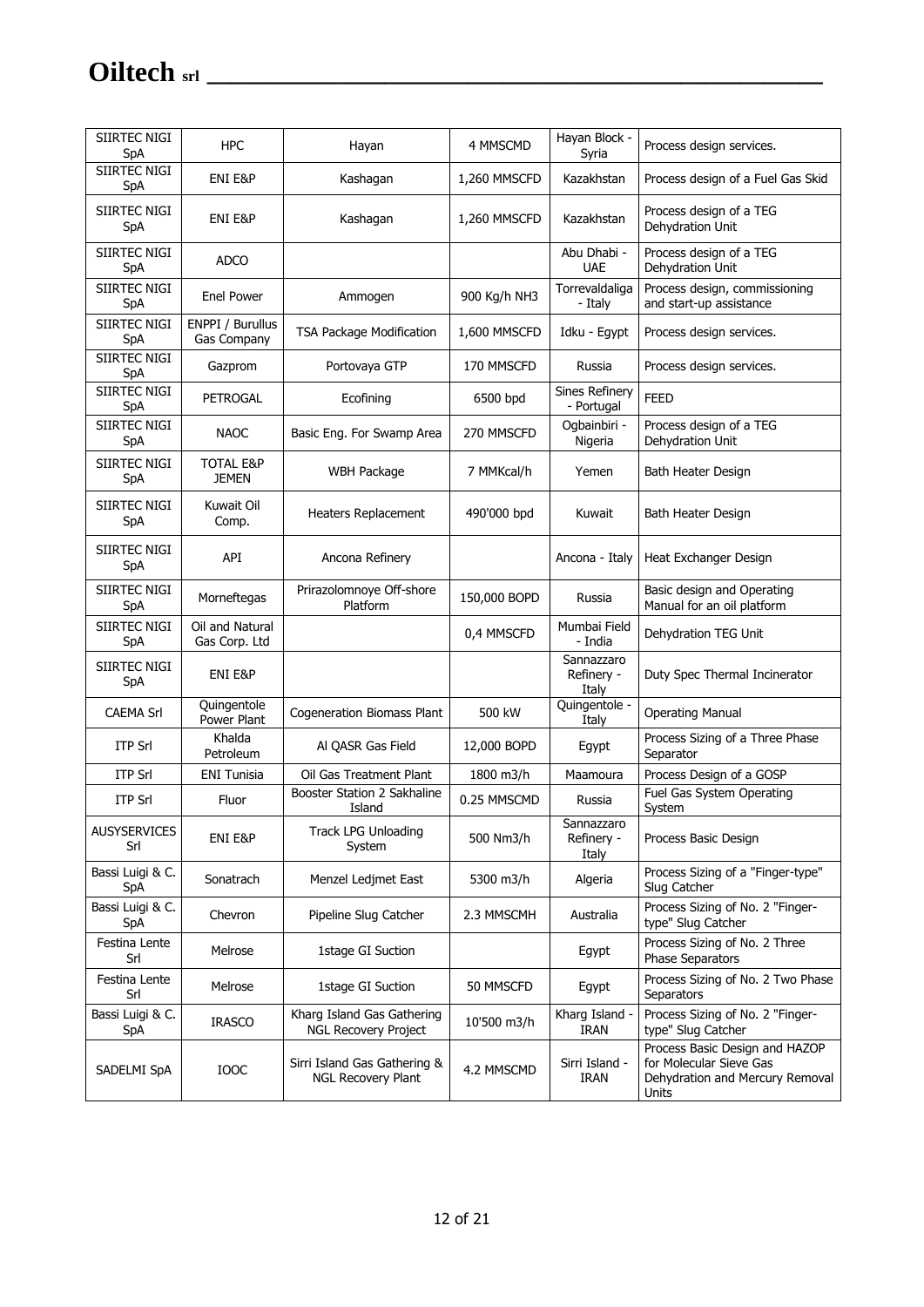| | | | | | |
|---|---|---|---|---|---|
| SIIRTEC NIGI SpA | HPC | Hayan | 4 MMSCMD | Hayan Block - Syria | Process design services. |
| SIIRTEC NIGI SpA | ENI E&P | Kashagan | 1,260 MMSCFD | Kazakhstan | Process design of a Fuel Gas Skid |
| SIIRTEC NIGI SpA | ENI E&P | Kashagan | 1,260 MMSCFD | Kazakhstan | Process design of a TEG Dehydration Unit |
| SIIRTEC NIGI SpA | ADCO | | | Abu Dhabi - UAE | Process design of a TEG Dehydration Unit |
| SIIRTEC NIGI SpA | Enel Power | Ammogen | 900 Kg/h NH3 | Torrevaldaliga - Italy | Process design, commissioning and start-up assistance |
| SIIRTEC NIGI SpA | ENPPI / Burullus Gas Company | TSA Package Modification | 1,600 MMSCFD | Idku - Egypt | Process design services. |
| SIIRTEC NIGI SpA | Gazprom | Portovaya GTP | 170 MMSCFD | Russia | Process design services. |
| SIIRTEC NIGI SpA | PETROGAL | Ecofining | 6500 bpd | Sines Refinery - Portugal | FEED |
| SIIRTEC NIGI SpA | NAOC | Basic Eng. For Swamp Area | 270 MMSCFD | Ogbainbiri - Nigeria | Process design of a TEG Dehydration Unit |
| SIIRTEC NIGI SpA | TOTAL E&P JEMEN | WBH Package | 7 MMKcal/h | Yemen | Bath Heater Design |
| SIIRTEC NIGI SpA | Kuwait Oil Comp. | Heaters Replacement | 490'000 bpd | Kuwait | Bath Heater Design |
| SIIRTEC NIGI SpA | API | Ancona Refinery | | Ancona - Italy | Heat Exchanger Design |
| SIIRTEC NIGI SpA | Morneftegas | Prirazolomnoye Off-shore Platform | 150,000 BOPD | Russia | Basic design and Operating Manual for an oil platform |
| SIIRTEC NIGI SpA | Oil and Natural Gas Corp. Ltd | | 0,4 MMSCFD | Mumbai Field - India | Dehydration TEG Unit |
| SIIRTEC NIGI SpA | ENI E&P | | | Sannazzaro Refinery - Italy | Duty Spec Thermal Incinerator |
| CAEMA Srl | Quingentole Power Plant | Cogeneration Biomass Plant | 500 kW | Quingentole - Italy | Operating Manual |
| ITP Srl | Khalda Petroleum | Al QASR Gas Field | 12,000 BOPD | Egypt | Process Sizing of a Three Phase Separator |
| ITP Srl | ENI Tunisia | Oil Gas Treatment Plant | 1800 m3/h | Maamoura | Process Design of a GOSP |
| ITP Srl | Fluor | Booster Station 2 Sakhaline Island | 0.25 MMSCMD | Russia | Fuel Gas System Operating System |
| AUSYSERVICES Srl | ENI E&P | Track LPG Unloading System | 500 Nm3/h | Sannazzaro Refinery - Italy | Process Basic Design |
| Bassi Luigi & C. SpA | Sonatrach | Menzel Ledjmet East | 5300 m3/h | Algeria | Process Sizing of a "Finger-type" Slug Catcher |
| Bassi Luigi & C. SpA | Chevron | Pipeline Slug Catcher | 2.3 MMSCMH | Australia | Process Sizing of No. 2 "Finger-type" Slug Catcher |
| Festina Lente Srl | Melrose | 1stage GI Suction | | Egypt | Process Sizing of No. 2 Three Phase Separators |
| Festina Lente Srl | Melrose | 1stage GI Suction | 50 MMSCFD | Egypt | Process Sizing of No. 2 Two Phase Separators |
| Bassi Luigi & C. SpA | IRASCO | Kharg Island Gas Gathering NGL Recovery Project | 10'500 m3/h | Kharg Island - IRAN | Process Sizing of No. 2 "Finger-type" Slug Catcher |
| SADELMI SpA | IOOC | Sirri Island Gas Gathering & NGL Recovery Plant | 4.2 MMSCMD | Sirri Island - IRAN | Process Basic Design and HAZOP for Molecular Sieve Gas Dehydration and Mercury Removal Units |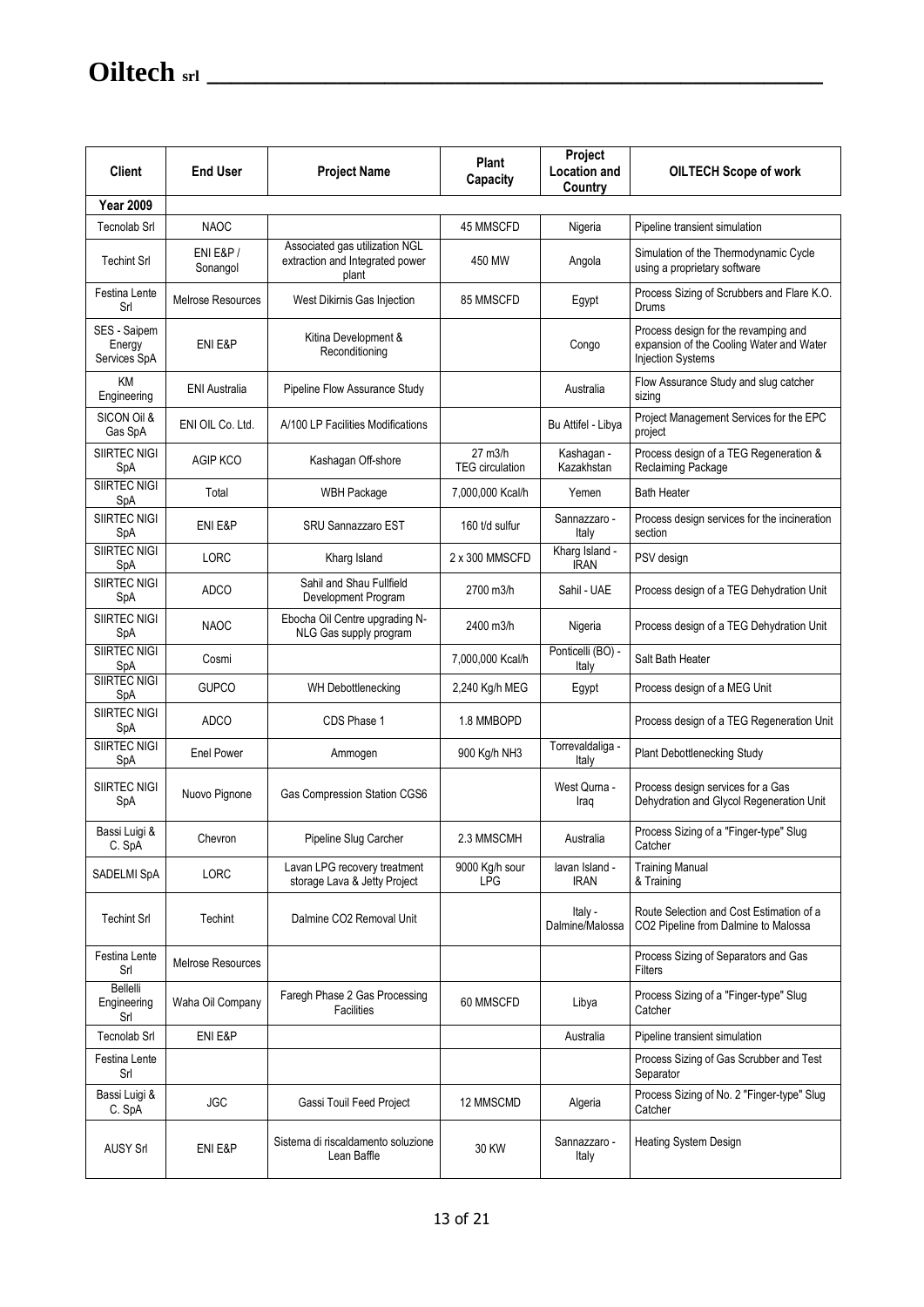# Oiltech srl

| Client | End User | Project Name | Plant Capacity | Project Location and Country | OILTECH Scope of work |
|---|---|---|---|---|---|
| **Year 2009** | | | | | |
| Tecnolab Srl | NAOC | | 45 MMSCFD | Nigeria | Pipeline transient simulation |
| Techint Srl | ENI E&P / Sonangol | Associated gas utilization NGL extraction and Integrated power plant | 450 MW | Angola | Simulation of the Thermodynamic Cycle using a proprietary software |
| Festina Lente Srl | Melrose Resources | West Dikirnis Gas Injection | 85 MMSCFD | Egypt | Process Sizing of Scrubbers and Flare K.O. Drums |
| SES - Saipem Energy Services SpA | ENI E&P | Kitina Development & Reconditioning | | Congo | Process design for the revamping and expansion of the Cooling Water and Water Injection Systems |
| KM Engineering | ENI Australia | Pipeline Flow Assurance Study | | Australia | Flow Assurance Study and slug catcher sizing |
| SICON Oil & Gas SpA | ENI OIL Co. Ltd. | A/100 LP Facilities Modifications | | Bu Attifel - Libya | Project Management Services for the EPC project |
| SIIRTEC NIGI SpA | AGIP KCO | Kashagan Off-shore | 27 m3/h TEG circulation | Kashagan - Kazakhstan | Process design of a TEG Regeneration & Reclaiming Package |
| SIIRTEC NIGI SpA | Total | WBH Package | 7,000,000 Kcal/h | Yemen | Bath Heater |
| SIIRTEC NIGI SpA | ENI E&P | SRU Sannazzaro EST | 160 t/d sulfur | Sannazzaro - Italy | Process design services for the incineration section |
| SIIRTEC NIGI SpA | LORC | Kharg Island | 2 x 300 MMSCFD | Kharg Island - IRAN | PSV design |
| SIIRTEC NIGI SpA | ADCO | Sahil and Shau Fullfield Development Program | 2700 m3/h | Sahil - UAE | Process design of a TEG Dehydration Unit |
| SIIRTEC NIGI SpA | NAOC | Ebocha Oil Centre upgrading N-NLG Gas supply program | 2400 m3/h | Nigeria | Process design of a TEG Dehydration Unit |
| SIIRTEC NIGI SpA | Cosmi | | 7,000,000 Kcal/h | Ponticelli (BO) - Italy | Salt Bath Heater |
| SIIRTEC NIGI SpA | GUPCO | WH Debottlenecking | 2,240 Kg/h MEG | Egypt | Process design of a MEG Unit |
| SIIRTEC NIGI SpA | ADCO | CDS Phase 1 | 1.8 MMBOPD | | Process design of a TEG Regeneration Unit |
| SIIRTEC NIGI SpA | Enel Power | Ammogen | 900 Kg/h NH3 | Torrevaldaliga - Italy | Plant Debottlenecking Study |
| SIIRTEC NIGI SpA | Nuovo Pignone | Gas Compression Station CGS6 | | West Qurna - Iraq | Process design services for a Gas Dehydration and Glycol Regeneration Unit |
| Bassi Luigi & C. SpA | Chevron | Pipeline Slug Carcher | 2.3 MMSCMH | Australia | Process Sizing of a "Finger-type" Slug Catcher |
| SADELMI SpA | LORC | Lavan LPG recovery treatment storage Lava & Jetty Project | 9000 Kg/h sour LPG | lavan Island - IRAN | Training Manual & Training |
| Techint Srl | Techint | Dalmine CO2 Removal Unit | | Italy - Dalmine/Malossa | Route Selection and Cost Estimation of a CO2 Pipeline from Dalmine to Malossa |
| Festina Lente Srl | Melrose Resources | | | | Process Sizing of Separators and Gas Filters |
| Bellelli Engineering Srl | Waha Oil Company | Faregh Phase 2 Gas Processing Facilities | 60 MMSCFD | Libya | Process Sizing of a "Finger-type" Slug Catcher |
| Tecnolab Srl | ENI E&P | | | Australia | Pipeline transient simulation |
| Festina Lente Srl | | | | | Process Sizing of Gas Scrubber and Test Separator |
| Bassi Luigi & C. SpA | JGC | Gassi Touil Feed Project | 12 MMSCMD | Algeria | Process Sizing of No. 2 "Finger-type" Slug Catcher |
| AUSY Srl | ENI E&P | Sistema di riscaldamento soluzione Lean Baffle | 30 KW | Sannazzaro - Italy | Heating System Design |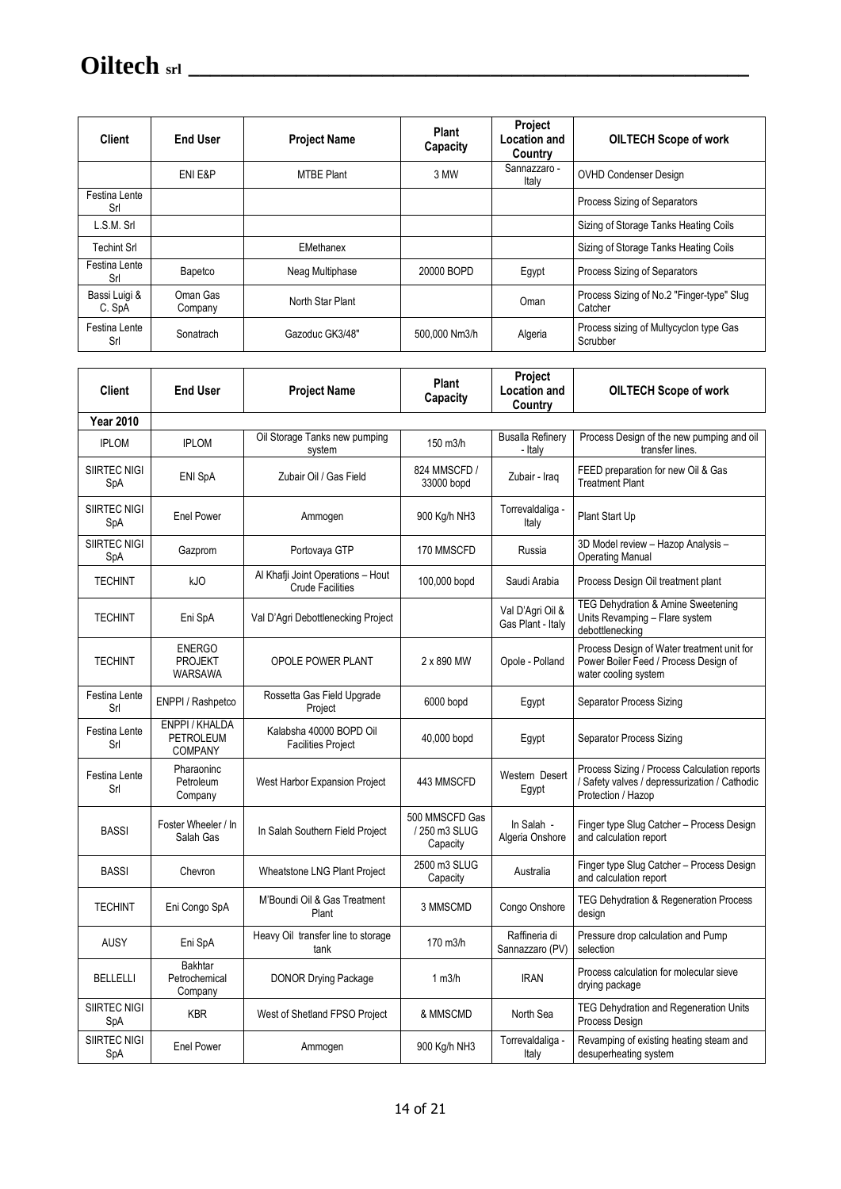| Client | End User | Project Name | Plant Capacity | Project Location and Country | OILTECH Scope of work |
|---|---|---|---|---|---|
| | ENI E&P | MTBE Plant | 3 MW | Sannazzaro - Italy | OVHD Condenser Design |
| Festina Lente Srl | | | | | Process Sizing of Separators |
| L.S.M. Srl | | | | | Sizing of Storage Tanks Heating Coils |
| Techint Srl | | EMethanex | | | Sizing of Storage Tanks Heating Coils |
| Festina Lente Srl | Bapetco | Neag Multiphase | 20000 BOPD | Egypt | Process Sizing of Separators |
| Bassi Luigi & C. SpA | Oman Gas Company | North Star Plant | | Oman | Process Sizing of No.2 "Finger-type" Slug Catcher |
| Festina Lente Srl | Sonatrach | Gazoduc GK3/48" | 500,000 Nm3/h | Algeria | Process sizing of Multycyclon type Gas Scrubber |

| Client | End User | Project Name | Plant Capacity | Project Location and Country | OILTECH Scope of work |
|---|---|---|---|---|---|
| **Year 2010** | | | | | |
| IPLOM | IPLOM | Oil Storage Tanks new pumping system | 150 m3/h | Busalla Refinery - Italy | Process Design of the new pumping and oil transfer lines. |
| SIIRTEC NIGI SpA | ENI SpA | Zubair Oil / Gas Field | 824 MMSCFD / 33000 bopd | Zubair - Iraq | FEED preparation for new Oil & Gas Treatment Plant |
| SIIRTEC NIGI SpA | Enel Power | Ammogen | 900 Kg/h NH3 | Torrevaldaliga - Italy | Plant Start Up |
| SIIRTEC NIGI SpA | Gazprom | Portovaya GTP | 170 MMSCFD | Russia | 3D Model review – Hazop Analysis – Operating Manual |
| TECHINT | kJO | Al Khafji Joint Operations – Hout Crude Facilities | 100,000 bopd | Saudi Arabia | Process Design Oil treatment plant |
| TECHINT | Eni SpA | Val D'Agri Debottlenecking Project | | Val D'Agri Oil & Gas Plant - Italy | TEG Dehydration & Amine Sweetening Units Revamping – Flare system debottlenecking |
| TECHINT | ENERGO PROJEKT WARSAWA | OPOLE POWER PLANT | 2 x 890 MW | Opole - Polland | Process Design of Water treatment unit for Power Boiler Feed / Process Design of water cooling system |
| Festina Lente Srl | ENPPI / Rashpetco | Rossetta Gas Field Upgrade Project | 6000 bopd | Egypt | Separator Process Sizing |
| Festina Lente Srl | ENPPI / KHALDA PETROLEUM COMPANY | Kalabsha 40000 BOPD Oil Facilities Project | 40,000 bopd | Egypt | Separator Process Sizing |
| Festina Lente Srl | Pharaoninc Petroleum Company | West Harbor Expansion Project | 443 MMSCFD | Western Desert Egypt | Process Sizing / Process Calculation reports / Safety valves / depressurization / Cathodic Protection / Hazop |
| BASSI | Foster Wheeler / In Salah Gas | In Salah Southern Field Project | 500 MMSCFD Gas / 250 m3 SLUG Capacity | In Salah - Algeria Onshore | Finger type Slug Catcher – Process Design and calculation report |
| BASSI | Chevron | Wheatstone LNG Plant Project | 2500 m3 SLUG Capacity | Australia | Finger type Slug Catcher – Process Design and calculation report |
| TECHINT | Eni Congo SpA | M'Boundi Oil & Gas Treatment Plant | 3 MMSCMD | Congo Onshore | TEG Dehydration & Regeneration Process design |
| AUSY | Eni SpA | Heavy Oil transfer line to storage tank | 170 m3/h | Raffineria di Sannazzaro (PV) | Pressure drop calculation and Pump selection |
| BELLELLI | Bakhtar Petrochemical Company | DONOR Drying Package | 1 m3/h | IRAN | Process calculation for molecular sieve drying package |
| SIIRTEC NIGI SpA | KBR | West of Shetland FPSO Project | & MMSCMD | North Sea | TEG Dehydration and Regeneration Units Process Design |
| SIIRTEC NIGI SpA | Enel Power | Ammogen | 900 Kg/h NH3 | Torrevaldaliga - Italy | Revamping of existing heating steam and desuperheating system |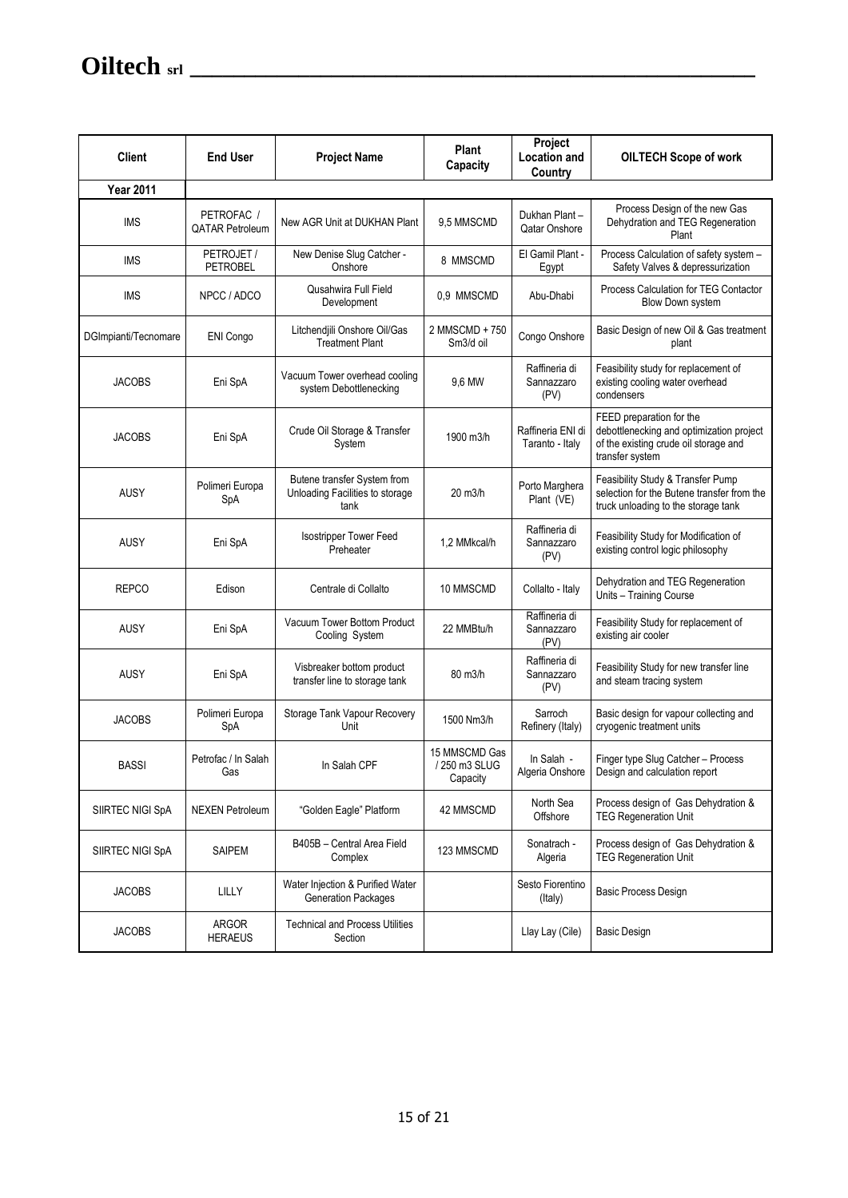| Client | End User | Project Name | Plant Capacity | Project Location and Country | OILTECH Scope of work |
|---|---|---|---|---|---|
| **Year 2011** | | | | | |
| IMS | PETROFAC / QATAR Petroleum | New AGR Unit at DUKHAN Plant | 9,5 MMSCMD | Dukhan Plant – Qatar Onshore | Process Design of the new Gas Dehydration and TEG Regeneration Plant |
| IMS | PETROJET / PETROBEL | New Denise Slug Catcher - Onshore | 8 MMSCMD | El Gamil Plant - Egypt | Process Calculation of safety system – Safety Valves & depressurization |
| IMS | NPCC / ADCO | Qusahwira Full Field Development | 0,9 MMSCMD | Abu-Dhabi | Process Calculation for TEG Contactor Blow Down system |
| DGImpianti/Tecnomare | ENI Congo | Litchendjili Onshore Oil/Gas Treatment Plant | 2 MMSCMD + 750 Sm3/d oil | Congo Onshore | Basic Design of new Oil & Gas treatment plant |
| JACOBS | Eni SpA | Vacuum Tower overhead cooling system Debottlenecking | 9,6 MW | Raffineria di Sannazzaro (PV) | Feasibility study for replacement of existing cooling water overhead condensers |
| JACOBS | Eni SpA | Crude Oil Storage & Transfer System | 1900 m3/h | Raffineria ENI di Taranto - Italy | FEED preparation for the debottlenecking and optimization project of the existing crude oil storage and transfer system |
| AUSY | Polimeri Europa SpA | Butene transfer System from Unloading Facilities to storage tank | 20 m3/h | Porto Marghera Plant (VE) | Feasibility Study & Transfer Pump selection for the Butene transfer from the truck unloading to the storage tank |
| AUSY | Eni SpA | Isostripper Tower Feed Preheater | 1,2 MMkcal/h | Raffineria di Sannazzaro (PV) | Feasibility Study for Modification of existing control logic philosophy |
| REPCO | Edison | Centrale di Collalto | 10 MMSCMD | Collalto - Italy | Dehydration and TEG Regeneration Units – Training Course |
| AUSY | Eni SpA | Vacuum Tower Bottom Product Cooling System | 22 MMBtu/h | Raffineria di Sannazzaro (PV) | Feasibility Study for replacement of existing air cooler |
| AUSY | Eni SpA | Visbreaker bottom product transfer line to storage tank | 80 m3/h | Raffineria di Sannazzaro (PV) | Feasibility Study for new transfer line and steam tracing system |
| JACOBS | Polimeri Europa SpA | Storage Tank Vapour Recovery Unit | 1500 Nm3/h | Sarroch Refinery (Italy) | Basic design for vapour collecting and cryogenic treatment units |
| BASSI | Petrofac / In Salah Gas | In Salah CPF | 15 MMSCMD Gas / 250 m3 SLUG Capacity | In Salah - Algeria Onshore | Finger type Slug Catcher – Process Design and calculation report |
| SIIRTEC NIGI SpA | NEXEN Petroleum | "Golden Eagle" Platform | 42 MMSCMD | North Sea Offshore | Process design of Gas Dehydration & TEG Regeneration Unit |
| SIIRTEC NIGI SpA | SAIPEM | B405B – Central Area Field Complex | 123 MMSCMD | Sonatrach - Algeria | Process design of Gas Dehydration & TEG Regeneration Unit |
| JACOBS | LILLY | Water Injection & Purified Water Generation Packages | | Sesto Fiorentino (Italy) | Basic Process Design |
| JACOBS | ARGOR HERAEUS | Technical and Process Utilities Section | | Llay Lay (Cile) | Basic Design |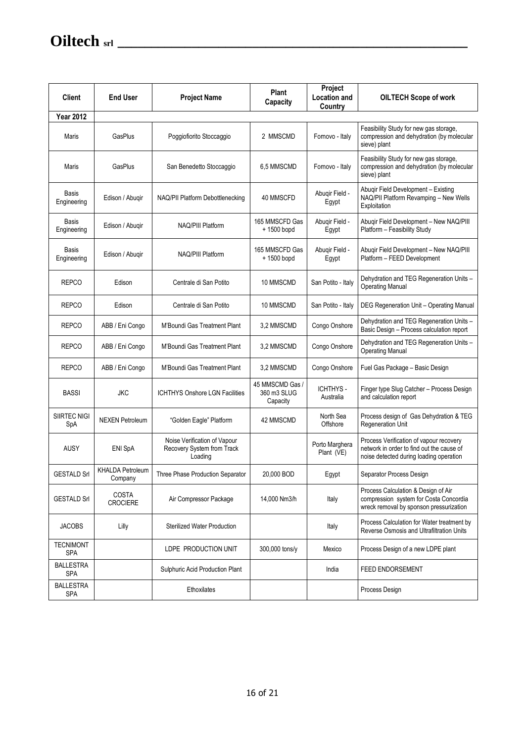| Client | End User | Project Name | Plant Capacity | Project Location and Country | OILTECH Scope of work |
|---|---|---|---|---|---|
| **Year 2012** | | | | | |
| Maris | GasPlus | Poggiofiorito Stoccaggio | 2 MMSCMD | Fornovo - Italy | Feasibility Study for new gas storage, compression and dehydration (by molecular sieve) plant |
| Maris | GasPlus | San Benedetto Stoccaggio | 6,5 MMSCMD | Fornovo - Italy | Feasibility Study for new gas storage, compression and dehydration (by molecular sieve) plant |
| Basis Engineering | Edison / Abuqir | NAQ/PII Platform Debottlenecking | 40 MMSCFD | Abuqir Field - Egypt | Abuqir Field Development – Existing NAQ/PII Platform Revamping – New Wells Exploitation |
| Basis Engineering | Edison / Abuqir | NAQ/PIII Platform | 165 MMSCFD Gas + 1500 bopd | Abuqir Field - Egypt | Abuqir Field Development – New NAQ/PIII Platform – Feasibility Study |
| Basis Engineering | Edison / Abuqir | NAQ/PIII Platform | 165 MMSCFD Gas + 1500 bopd | Abuqir Field - Egypt | Abuqir Field Development – New NAQ/PIII Platform – FEED Development |
| REPCO | Edison | Centrale di San Potito | 10 MMSCMD | San Potito - Italy | Dehydration and TEG Regeneration Units – Operating Manual |
| REPCO | Edison | Centrale di San Potito | 10 MMSCMD | San Potito - Italy | DEG Regeneration Unit – Operating Manual |
| REPCO | ABB / Eni Congo | M'Boundi Gas Treatment Plant | 3,2 MMSCMD | Congo Onshore | Dehydration and TEG Regeneration Units – Basic Design – Process calculation report |
| REPCO | ABB / Eni Congo | M'Boundi Gas Treatment Plant | 3,2 MMSCMD | Congo Onshore | Dehydration and TEG Regeneration Units – Operating Manual |
| REPCO | ABB / Eni Congo | M'Boundi Gas Treatment Plant | 3,2 MMSCMD | Congo Onshore | Fuel Gas Package – Basic Design |
| BASSI | JKC | ICHTHYS Onshore LGN Facilities | 45 MMSCMD Gas / 360 m3 SLUG Capacity | ICHTHYS - Australia | Finger type Slug Catcher – Process Design and calculation report |
| SIIRTEC NIGI SpA | NEXEN Petroleum | "Golden Eagle" Platform | 42 MMSCMD | North Sea Offshore | Process design of Gas Dehydration & TEG Regeneration Unit |
| AUSY | ENI SpA | Noise Verification of Vapour Recovery System from Track Loading | | Porto Marghera Plant (VE) | Process Verification of vapour recovery network in order to find out the cause of noise detected during loading operation |
| GESTALD Srl | KHALDA Petroleum Company | Three Phase Production Separator | 20,000 BOD | Egypt | Separator Process Design |
| GESTALD Srl | COSTA CROCIERE | Air Compressor Package | 14,000 Nm3/h | Italy | Process Calculation & Design of Air compression system for Costa Concordia wreck removal by sponson pressurization |
| JACOBS | Lilly | Sterilized Water Production | | Italy | Process Calculation for Water treatment by Reverse Osmosis and Ultrafiltration Units |
| TECNIMONT SPA | | LDPE PRODUCTION UNIT | 300,000 tons/y | Mexico | Process Design of a new LDPE plant |
| BALLESTRA SPA | | Sulphuric Acid Production Plant | | India | FEED ENDORSEMENT |
| BALLESTRA SPA | | Ethoxilates | | | Process Design |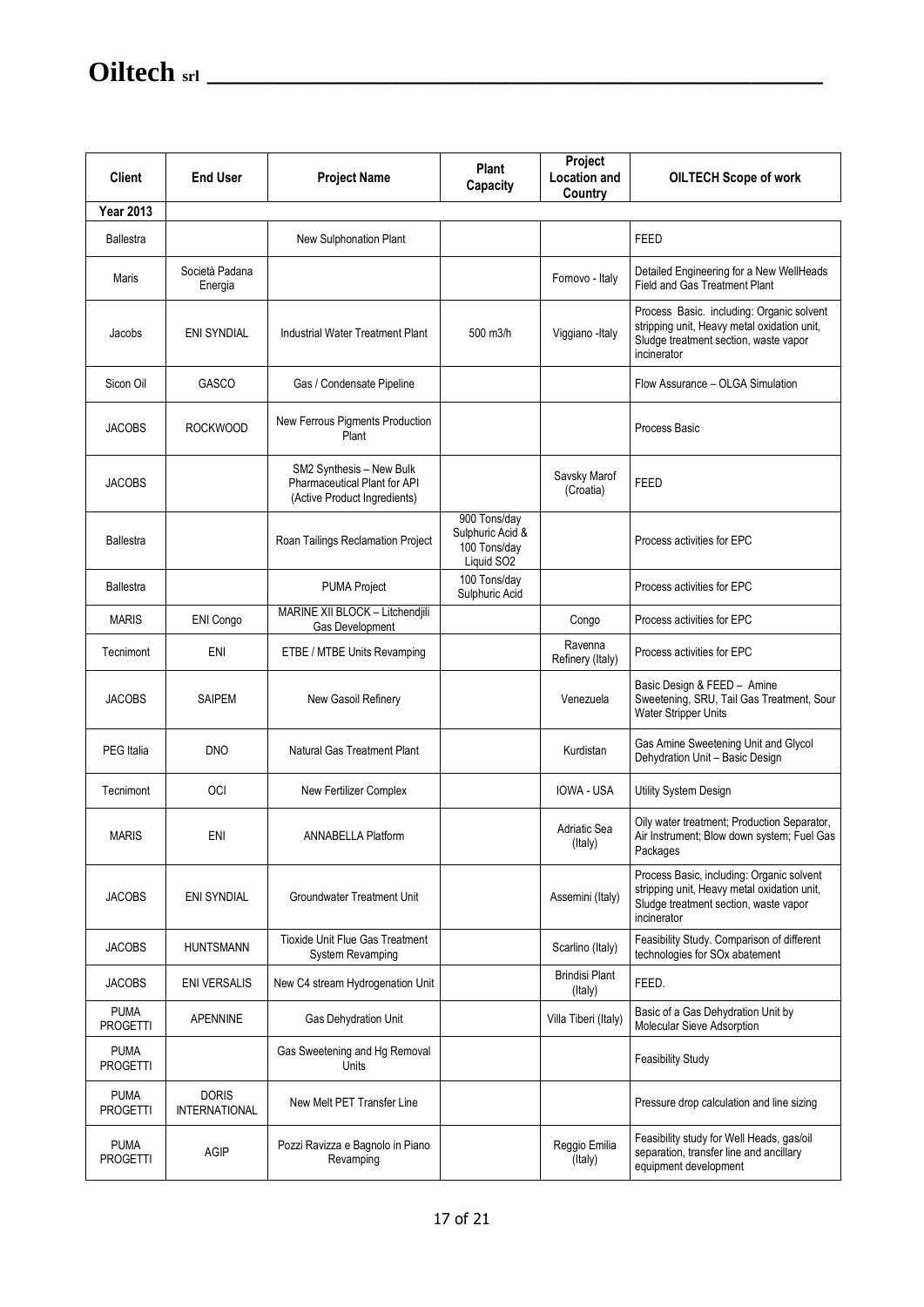| Client | End User | Project Name | Plant Capacity | Project Location and Country | OILTECH Scope of work |
|---|---|---|---|---|---|
| **Year 2013** | | | | | |
| Ballestra | | New Sulphonation Plant | | | FEED |
| Maris | Società Padana Energia | | | Fornovo - Italy | Detailed Engineering for a New WellHeads Field and Gas Treatment Plant |
| Jacobs | ENI SYNDIAL | Industrial Water Treatment Plant | 500 m3/h | Viggiano -Italy | Process Basic. including: Organic solvent stripping unit, Heavy metal oxidation unit, Sludge treatment section, waste vapor incinerator |
| Sicon Oil | GASCO | Gas / Condensate Pipeline | | | Flow Assurance – OLGA Simulation |
| JACOBS | ROCKWOOD | New Ferrous Pigments Production Plant | | | Process Basic |
| JACOBS | | SM2 Synthesis – New Bulk Pharmaceutical Plant for API (Active Product Ingredients) | | Savsky Marof (Croatia) | FEED |
| Ballestra | | Roan Tailings Reclamation Project | 900 Tons/day Sulphuric Acid & 100 Tons/day Liquid $SO_2$ | | Process activities for EPC |
| Ballestra | | PUMA Project | 100 Tons/day Sulphuric Acid | | Process activities for EPC |
| MARIS | ENI Congo | MARINE XII BLOCK – Litchendjili Gas Development | | Congo | Process activities for EPC |
| Tecnimont | ENI | ETBE / MTBE Units Revamping | | Ravenna Refinery (Italy) | Process activities for EPC |
| JACOBS | SAIPEM | New Gasoil Refinery | | Venezuela | Basic Design & FEED – Amine Sweetening, SRU, Tail Gas Treatment, Sour Water Stripper Units |
| PEG Italia | DNO | Natural Gas Treatment Plant | | Kurdistan | Gas Amine Sweetening Unit and Glycol Dehydration Unit – Basic Design |
| Tecnimont | OCI | New Fertilizer Complex | | IOWA - USA | Utility System Design |
| MARIS | ENI | ANNABELLA Platform | | Adriatic Sea (Italy) | Oily water treatment; Production Separator, Air Instrument; Blow down system; Fuel Gas Packages |
| JACOBS | ENI SYNDIAL | Groundwater Treatment Unit | | Assemini (Italy) | Process Basic, including: Organic solvent stripping unit, Heavy metal oxidation unit, Sludge treatment section, waste vapor incinerator |
| JACOBS | HUNTSMANN | Tioxide Unit Flue Gas Treatment System Revamping | | Scarlino (Italy) | Feasibility Study. Comparison of different technologies for SOx abatement |
| JACOBS | ENI VERSALIS | New C4 stream Hydrogenation Unit | | Brindisi Plant (Italy) | FEED. |
| PUMA PROGETTI | APENNINE | Gas Dehydration Unit | | Villa Tiberi (Italy) | Basic of a Gas Dehydration Unit by Molecular Sieve Adsorption |
| PUMA PROGETTI | | Gas Sweetening and Hg Removal Units | | | Feasibility Study |
| PUMA PROGETTI | DORIS INTERNATIONAL | New Melt PET Transfer Line | | | Pressure drop calculation and line sizing |
| PUMA PROGETTI | AGIP | Pozzi Ravizza e Bagnolo in Piano Revamping | | Reggio Emilia (Italy) | Feasibility study for Well Heads, gas/oil separation, transfer line and ancillary equipment development |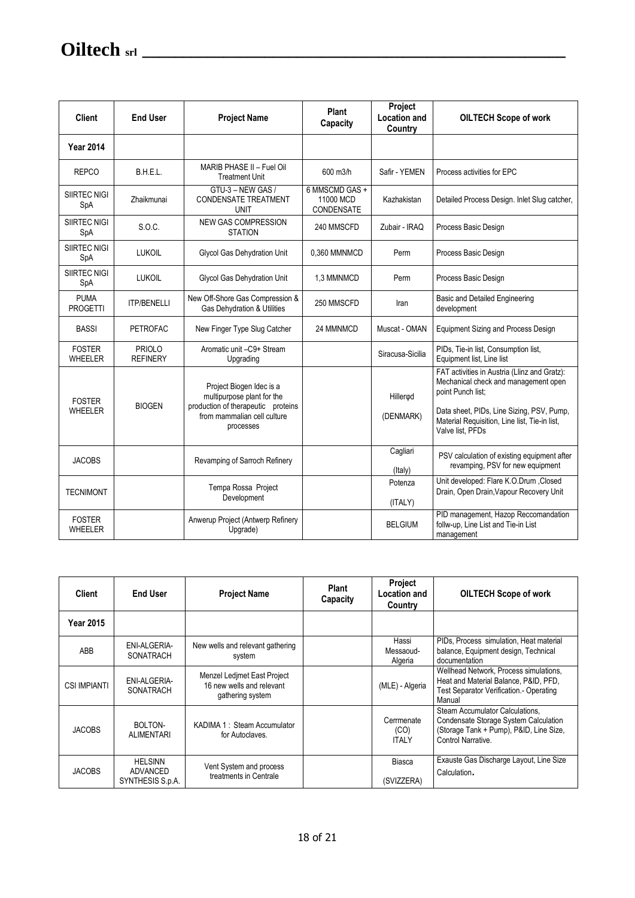| Client | End User | Project Name | Plant Capacity | Project Location and Country | OILTECH Scope of work |
|---|---|---|---|---|---|
| **Year 2014** | | | | | |
| REPCO | B.H.E.L. | MARIB PHASE II – Fuel Oil Treatment Unit | 600 m3/h | Safir - YEMEN | Process activities for EPC |
| SIIRTEC NIGI SpA | Zhaikmunai | GTU-3 – NEW GAS / CONDENSATE TREATMENT UNIT | 6 MMSCMD GAS + 11000 MCD CONDENSATE | Kazhakistan | Detailed Process Design. Inlet Slug catcher, |
| SIIRTEC NIGI SpA | S.O.C. | NEW GAS COMPRESSION STATION | 240 MMSCFD | Zubair - IRAQ | Process Basic Design |
| SIIRTEC NIGI SpA | LUKOIL | Glycol Gas Dehydration Unit | 0,360 MMNMCD | Perm | Process Basic Design |
| SIIRTEC NIGI SpA | LUKOIL | Glycol Gas Dehydration Unit | 1,3 MMNMCD | Perm | Process Basic Design |
| PUMA PROGETTI | ITP/BENELLI | New Off-Shore Gas Compression & Gas Dehydration & Utilities | 250 MMSCFD | Iran | Basic and Detailed Engineering development |
| BASSI | PETROFAC | New Finger Type Slug Catcher | 24 MMNMCD | Muscat - OMAN | Equipment Sizing and Process Design |
| FOSTER WHEELER | PRIOLO REFINERY | Aromatic unit –C9+ Stream Upgrading | | Siracusa-Sicilia | PIDs, Tie-in list, Consumption list, Equipment list, Line list |
| FOSTER WHEELER | BIOGEN | Project Biogen Idec is a multipurpose plant for the production of therapeutic proteins from mammalian cell culture processes | | Hillerød (DENMARK) | FAT activities in Austria (Llinz and Gratz): Mechanical check and management open point Punch list; Data sheet, PIDs, Line Sizing, PSV, Pump, Material Requisition, Line list, Tie-in list, Valve list, PFDs |
| JACOBS | | Revamping of Sarroch Refinery | | Cagliari (Italy) | PSV calculation of existing equipment after revamping, PSV for new equipment |
| TECNIMONT | | Tempa Rossa Project Development | | Potenza (ITALY) | Unit developed: Flare K.O.Drum ,Closed Drain, Open Drain,Vapour Recovery Unit |
| FOSTER WHEELER | | Anwerup Project (Antwerp Refinery Upgrade) | | BELGIUM | PID management, Hazop Reccomandation follw-up, Line List and Tie-in List management |

| Client | End User | Project Name | Plant Capacity | Project Location and Country | OILTECH Scope of work |
|---|---|---|---|---|---|
| **Year 2015** | | | | | |
| ABB | ENI-ALGERIA-SONATRACH | New wells and relevant gathering system | | Hassi Messaoud-Algeria | PIDs, Process simulation, Heat material balance, Equipment design, Technical documentation |
| CSI IMPIANTI | ENI-ALGERIA-SONATRACH | Menzel Ledjmet East Project 16 new wells and relevant gathering system | | (MLE) - Algeria | Wellhead Network, Process simulations, Heat and Material Balance, P&ID, PFD, Test Separator Verification.- Operating Manual |
| JACOBS | BOLTON-ALIMENTARI | KADIMA 1 : Steam Accumulator for Autoclaves. | | Cerrmenate (CO) ITALY | Steam Accumulator Calculations, Condensate Storage System Calculation (Storage Tank + Pump), P&ID, Line Size, Control Narrative. |
| JACOBS | HELSINN ADVANCED SYNTHESIS S.p.A. | Vent System and process treatments in Centrale | | Biasca (SVIZZERA) | Exauste Gas Discharge Layout, Line Size Calculation. |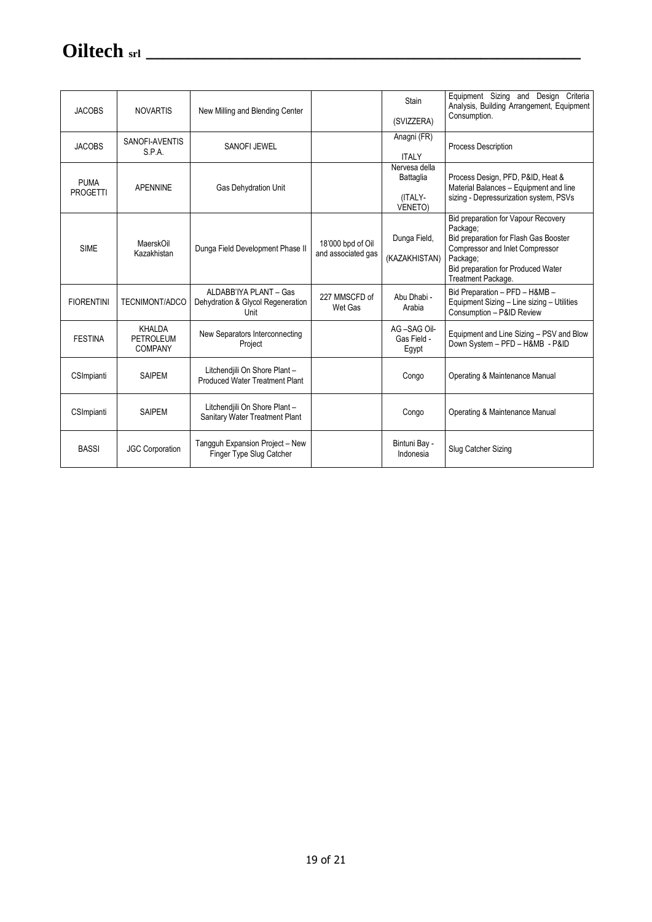| | | | | | |
|---|---|---|---|---|---|
| JACOBS | NOVARTIS | New Milling and Blending Center | | Stain (SVIZZERA) | Equipment Sizing and Design Criteria Analysis, Building Arrangement, Equipment Consumption. |
| JACOBS | SANOFI-AVENTIS S.P.A. | SANOFI JEWEL | | Anagni (FR) ITALY | Process Description |
| PUMA PROGETTI | APENNINE | Gas Dehydration Unit | | Nervesa della Battaglia (ITALY-VENETO) | Process Design, PFD, P&ID, Heat & Material Balances – Equipment and line sizing - Depressurization system, PSVs |
| SIME | MaerskOil Kazakhistan | Dunga Field Development Phase II | 18'000 bpd of Oil and associated gas | Dunga Field, (KAZAKHISTAN) | Bid preparation for Vapour Recovery Package;<br>Bid preparation for Flash Gas Booster Compressor and Inlet Compressor Package;<br>Bid preparation for Produced Water Treatment Package. |
| FIORENTINI | TECNIMONT/ADCO | ALDABB'IYA PLANT – Gas Dehydration & Glycol Regeneration Unit | 227 MMSCFD of Wet Gas | Abu Dhabi - Arabia | Bid Preparation – PFD – H&MB – Equipment Sizing – Line sizing – Utilities Consumption – P&ID Review |
| FESTINA | KHALDA PETROLEUM COMPANY | New Separators Interconnecting Project | | AG –SAG Oil-Gas Field - Egypt | Equipment and Line Sizing – PSV and Blow Down System – PFD – H&MB - P&ID |
| CSImpianti | SAIPEM | Litchendjili On Shore Plant – Produced Water Treatment Plant | | Congo | Operating & Maintenance Manual |
| CSImpianti | SAIPEM | Litchendjili On Shore Plant – Sanitary Water Treatment Plant | | Congo | Operating & Maintenance Manual |
| BASSI | JGC Corporation | Tangguh Expansion Project – New Finger Type Slug Catcher | | Bintuni Bay - Indonesia | Slug Catcher Sizing |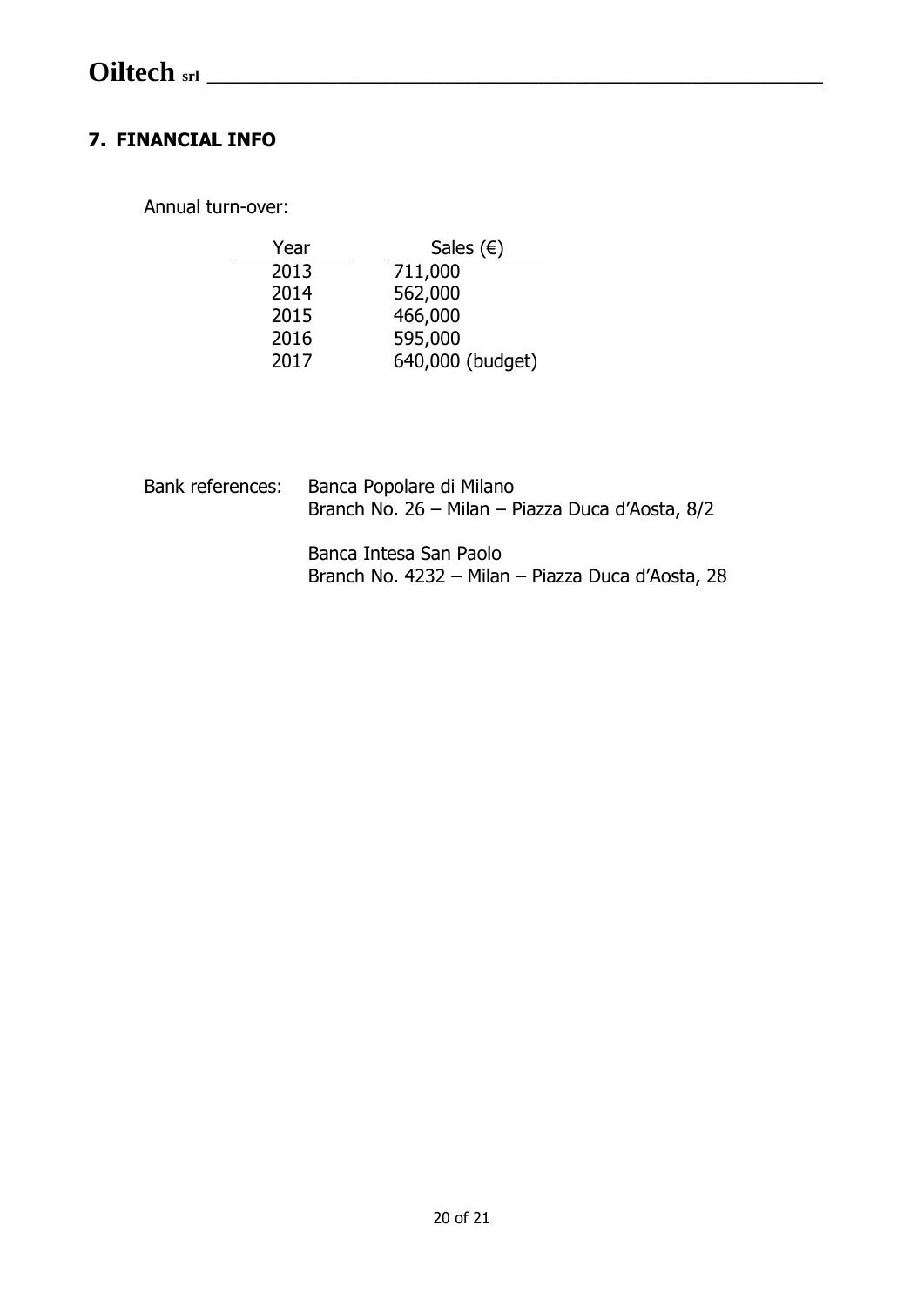## 7. FINANCIAL INFO

Annual turn-over:

| Year | Sales (€) |
|---|---|
| 2013 | 711,000 |
| 2014 | 562,000 |
| 2015 | 466,000 |
| 2016 | 595,000 |
| 2017 | 640,000 (budget) |

Bank references: Banca Popolare di Milano
Branch No. 26 – Milan – Piazza Duca d'Aosta, 8/2

Banca Intesa San Paolo
Branch No. 4232 – Milan – Piazza Duca d'Aosta, 28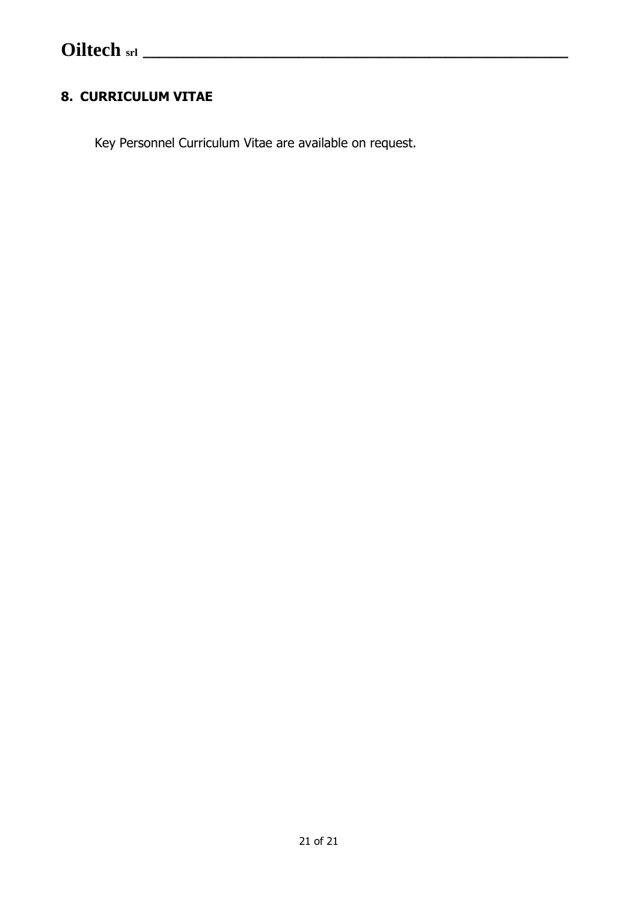## 8. CURRICULUM VITAE

Key Personnel Curriculum Vitae are available on request.